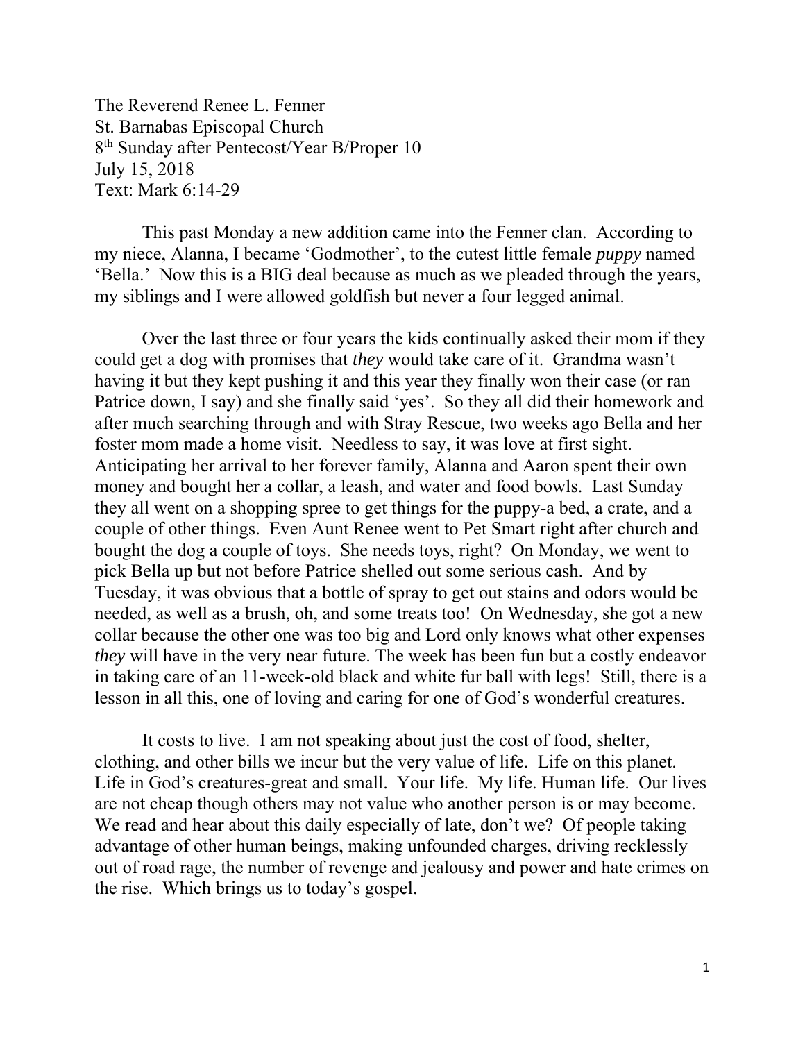The Reverend Renee L. Fenner
St. Barnabas Episcopal Church
8th Sunday after Pentecost/Year B/Proper 10
July 15, 2018
Text: Mark 6:14-29

This past Monday a new addition came into the Fenner clan. According to my niece, Alanna, I became 'Godmother', to the cutest little female *puppy* named 'Bella.' Now this is a BIG deal because as much as we pleaded through the years, my siblings and I were allowed goldfish but never a four legged animal.

Over the last three or four years the kids continually asked their mom if they could get a dog with promises that *they* would take care of it. Grandma wasn't having it but they kept pushing it and this year they finally won their case (or ran Patrice down, I say) and she finally said 'yes'. So they all did their homework and after much searching through and with Stray Rescue, two weeks ago Bella and her foster mom made a home visit. Needless to say, it was love at first sight. Anticipating her arrival to her forever family, Alanna and Aaron spent their own money and bought her a collar, a leash, and water and food bowls. Last Sunday they all went on a shopping spree to get things for the puppy-a bed, a crate, and a couple of other things. Even Aunt Renee went to Pet Smart right after church and bought the dog a couple of toys. She needs toys, right? On Monday, we went to pick Bella up but not before Patrice shelled out some serious cash. And by Tuesday, it was obvious that a bottle of spray to get out stains and odors would be needed, as well as a brush, oh, and some treats too! On Wednesday, she got a new collar because the other one was too big and Lord only knows what other expenses *they* will have in the very near future. The week has been fun but a costly endeavor in taking care of an 11-week-old black and white fur ball with legs! Still, there is a lesson in all this, one of loving and caring for one of God's wonderful creatures.

It costs to live. I am not speaking about just the cost of food, shelter, clothing, and other bills we incur but the very value of life. Life on this planet. Life in God's creatures-great and small. Your life. My life. Human life. Our lives are not cheap though others may not value who another person is or may become. We read and hear about this daily especially of late, don't we? Of people taking advantage of other human beings, making unfounded charges, driving recklessly out of road rage, the number of revenge and jealousy and power and hate crimes on the rise. Which brings us to today's gospel.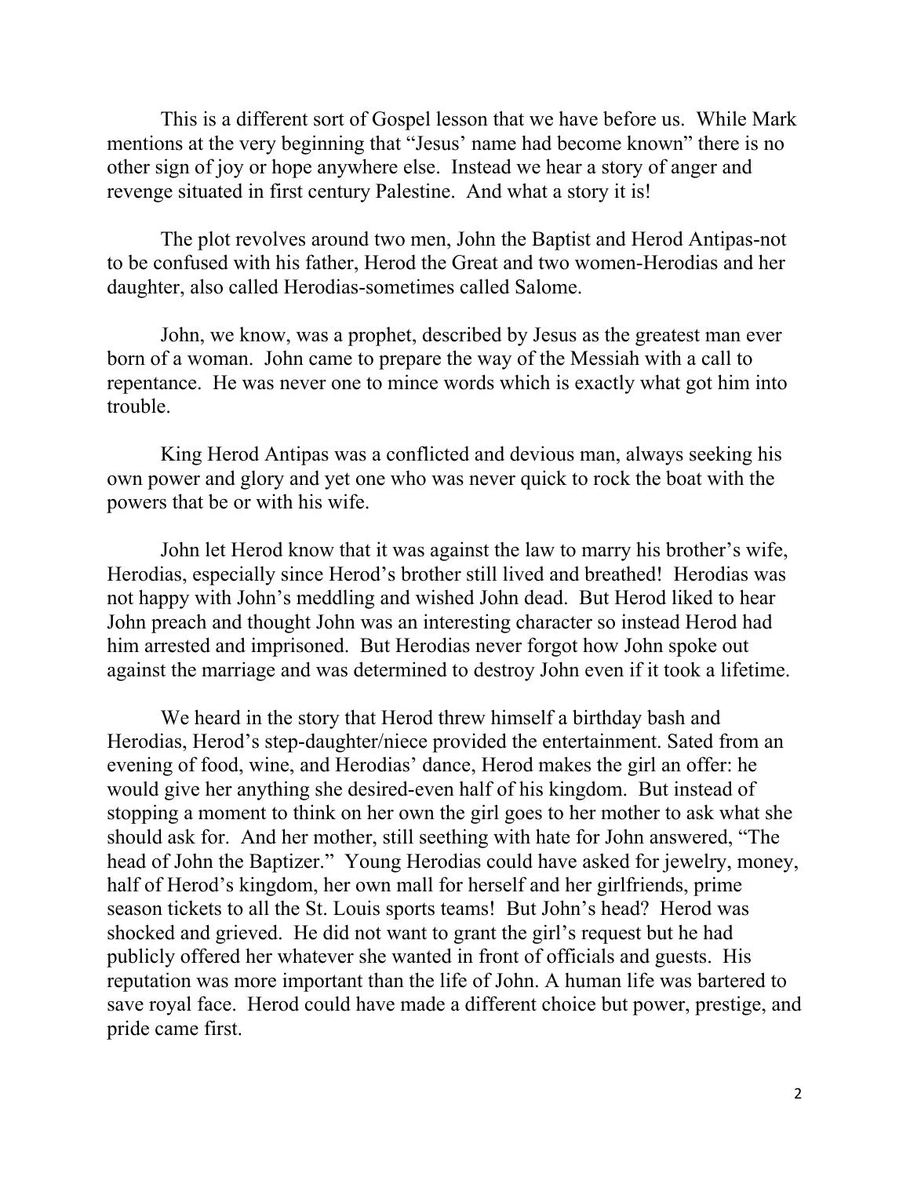This is a different sort of Gospel lesson that we have before us. While Mark mentions at the very beginning that "Jesus' name had become known" there is no other sign of joy or hope anywhere else. Instead we hear a story of anger and revenge situated in first century Palestine. And what a story it is!

The plot revolves around two men, John the Baptist and Herod Antipas-not to be confused with his father, Herod the Great and two women-Herodias and her daughter, also called Herodias-sometimes called Salome.

John, we know, was a prophet, described by Jesus as the greatest man ever born of a woman. John came to prepare the way of the Messiah with a call to repentance. He was never one to mince words which is exactly what got him into trouble.

King Herod Antipas was a conflicted and devious man, always seeking his own power and glory and yet one who was never quick to rock the boat with the powers that be or with his wife.

John let Herod know that it was against the law to marry his brother's wife, Herodias, especially since Herod's brother still lived and breathed! Herodias was not happy with John's meddling and wished John dead. But Herod liked to hear John preach and thought John was an interesting character so instead Herod had him arrested and imprisoned. But Herodias never forgot how John spoke out against the marriage and was determined to destroy John even if it took a lifetime.

We heard in the story that Herod threw himself a birthday bash and Herodias, Herod's step-daughter/niece provided the entertainment. Sated from an evening of food, wine, and Herodias' dance, Herod makes the girl an offer: he would give her anything she desired-even half of his kingdom. But instead of stopping a moment to think on her own the girl goes to her mother to ask what she should ask for. And her mother, still seething with hate for John answered, "The head of John the Baptizer." Young Herodias could have asked for jewelry, money, half of Herod's kingdom, her own mall for herself and her girlfriends, prime season tickets to all the St. Louis sports teams! But John's head? Herod was shocked and grieved. He did not want to grant the girl's request but he had publicly offered her whatever she wanted in front of officials and guests. His reputation was more important than the life of John. A human life was bartered to save royal face. Herod could have made a different choice but power, prestige, and pride came first.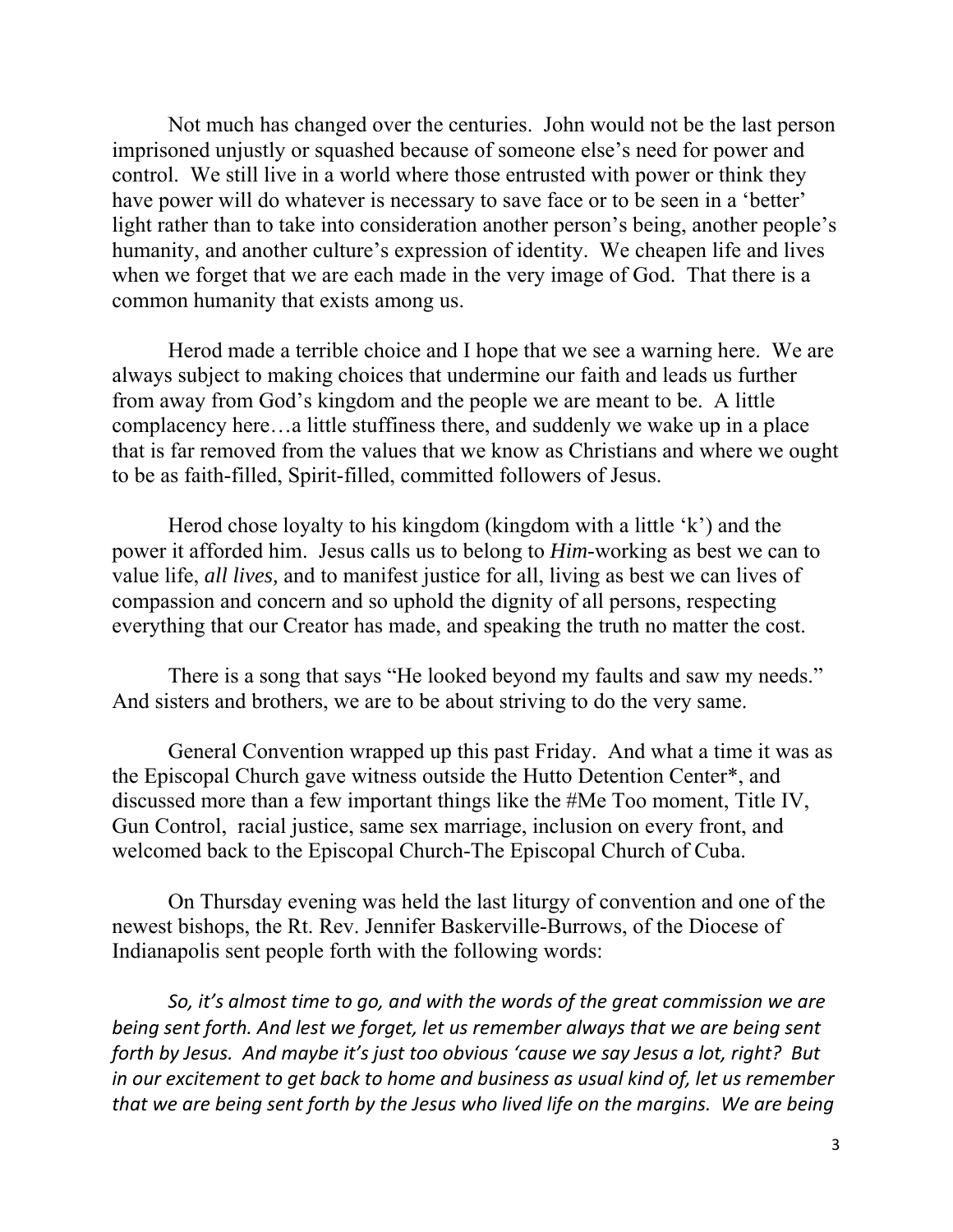Not much has changed over the centuries. John would not be the last person imprisoned unjustly or squashed because of someone else's need for power and control. We still live in a world where those entrusted with power or think they have power will do whatever is necessary to save face or to be seen in a 'better' light rather than to take into consideration another person's being, another people's humanity, and another culture's expression of identity. We cheapen life and lives when we forget that we are each made in the very image of God. That there is a common humanity that exists among us.

Herod made a terrible choice and I hope that we see a warning here. We are always subject to making choices that undermine our faith and leads us further from away from God's kingdom and the people we are meant to be. A little complacency here…a little stuffiness there, and suddenly we wake up in a place that is far removed from the values that we know as Christians and where we ought to be as faith-filled, Spirit-filled, committed followers of Jesus.

Herod chose loyalty to his kingdom (kingdom with a little 'k') and the power it afforded him. Jesus calls us to belong to ***Him***-working as best we can to value life, *all lives,* and to manifest justice for all, living as best we can lives of compassion and concern and so uphold the dignity of all persons, respecting everything that our Creator has made, and speaking the truth no matter the cost.

There is a song that says "He looked beyond my faults and saw my needs." And sisters and brothers, we are to be about striving to do the very same.

General Convention wrapped up this past Friday. And what a time it was as the Episcopal Church gave witness outside the Hutto Detention Center*, and discussed more than a few important things like the #Me Too moment, Title IV, Gun Control, racial justice, same sex marriage, inclusion on every front, and welcomed back to the Episcopal Church-The Episcopal Church of Cuba.

On Thursday evening was held the last liturgy of convention and one of the newest bishops, the Rt. Rev. Jennifer Baskerville-Burrows, of the Diocese of Indianapolis sent people forth with the following words:

*So, it's almost time to go, and with the words of the great commission we are being sent forth. And lest we forget, let us remember always that we are being sent forth by Jesus. And maybe it's just too obvious 'cause we say Jesus a lot, right? But in our excitement to get back to home and business as usual kind of, let us remember that we are being sent forth by the Jesus who lived life on the margins. We are being*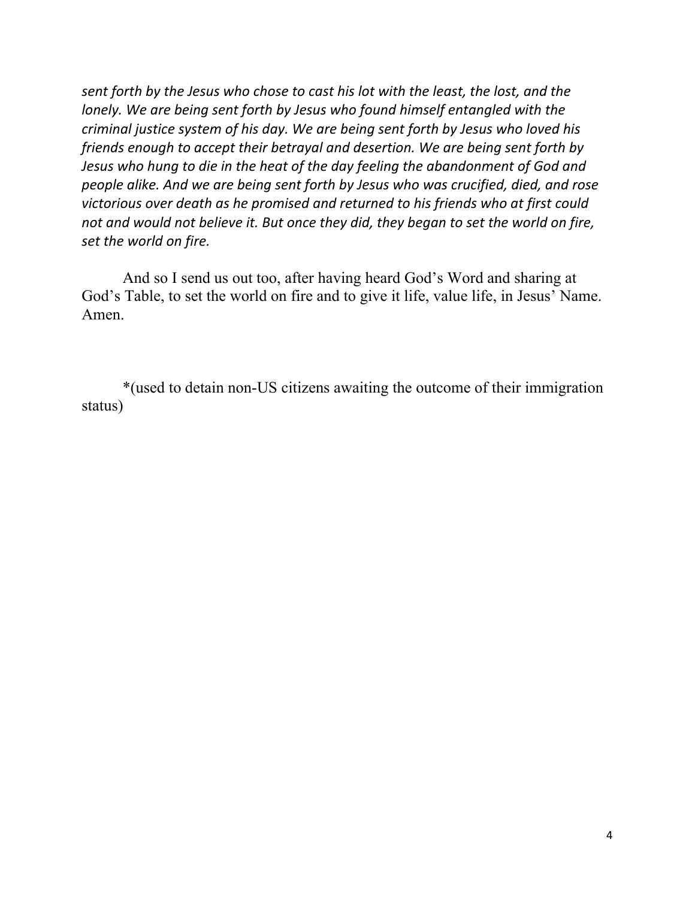*sent forth by the Jesus who chose to cast his lot with the least, the lost, and the lonely. We are being sent forth by Jesus who found himself entangled with the criminal justice system of his day. We are being sent forth by Jesus who loved his friends enough to accept their betrayal and desertion. We are being sent forth by Jesus who hung to die in the heat of the day feeling the abandonment of God and people alike. And we are being sent forth by Jesus who was crucified, died, and rose victorious over death as he promised and returned to his friends who at first could not and would not believe it. But once they did, they began to set the world on fire, set the world on fire.*

And so I send us out too, after having heard God's Word and sharing at God's Table, to set the world on fire and to give it life, value life, in Jesus' Name. Amen.

*(used to detain non-US citizens awaiting the outcome of their immigration status)